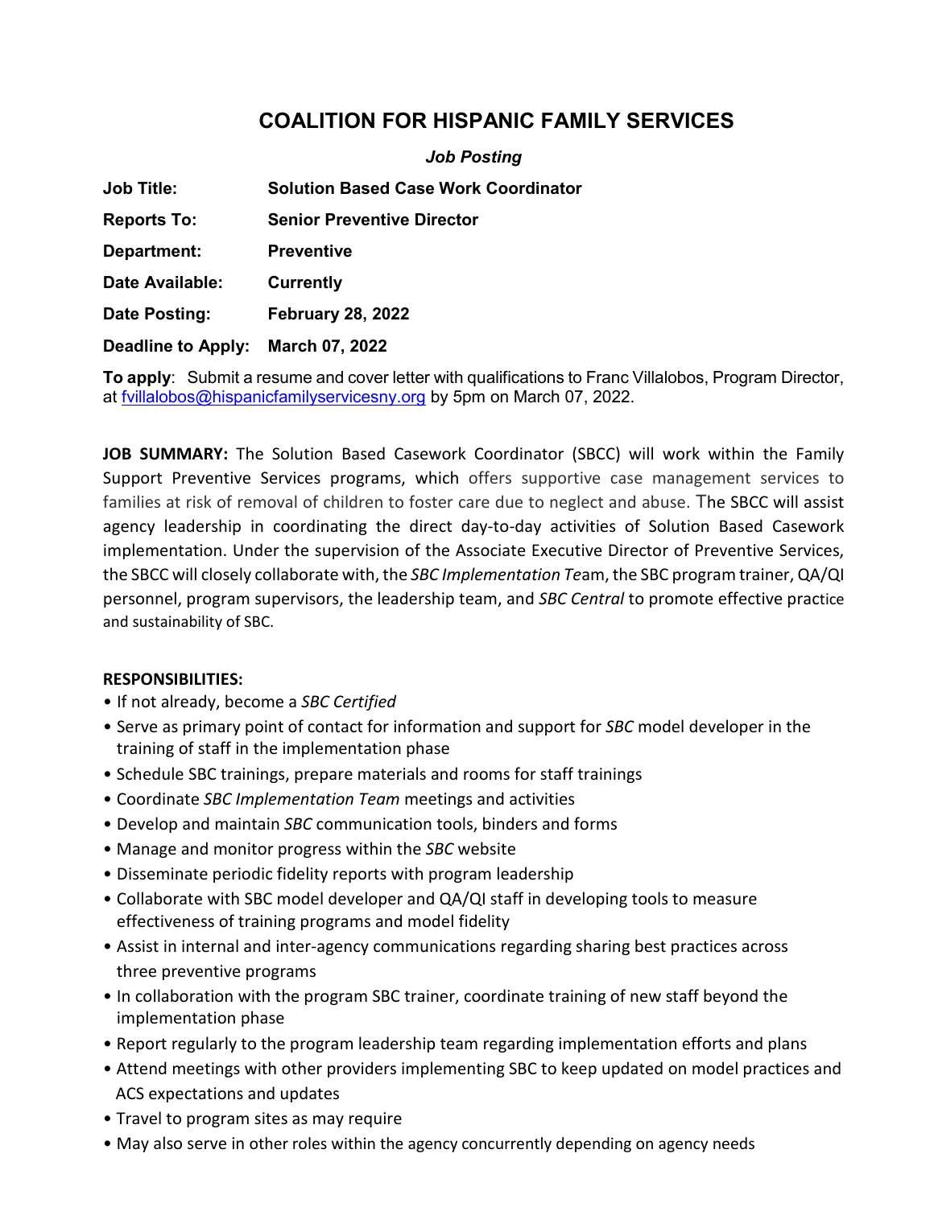# COALITION FOR HISPANIC FAMILY SERVICES

***Job Posting***

| | |
|---|---|
| **Job Title:** | **Solution Based Case Work Coordinator** |
| **Reports To:** | **Senior Preventive Director** |
| **Department:** | **Preventive** |
| **Date Available:** | **Currently** |
| **Date Posting:** | **February 28, 2022** |
| **Deadline to Apply:** | **March 07, 2022** |

**To apply**: Submit a resume and cover letter with qualifications to Franc Villalobos, Program Director, at fvillalobos@hispanicfamilyservicesny.org by 5pm on March 07, 2022.

**JOB SUMMARY:** The Solution Based Casework Coordinator (SBCC) will work within the Family Support Preventive Services programs, which offers supportive case management services to families at risk of removal of children to foster care due to neglect and abuse. The SBCC will assist agency leadership in coordinating the direct day-to-day activities of Solution Based Casework implementation. Under the supervision of the Associate Executive Director of Preventive Services, the SBCC will closely collaborate with, the *SBC Implementation Te*am, the SBC program trainer, QA/QI personnel, program supervisors, the leadership team, and *SBC Central* to promote effective practice and sustainability of SBC.

**RESPONSIBILITIES:**

- If not already, become a *SBC Certified*
- Serve as primary point of contact for information and support for *SBC* model developer in the training of staff in the implementation phase
- Schedule SBC trainings, prepare materials and rooms for staff trainings
- Coordinate *SBC Implementation Team* meetings and activities
- Develop and maintain *SBC* communication tools, binders and forms
- Manage and monitor progress within the *SBC* website
- Disseminate periodic fidelity reports with program leadership
- Collaborate with SBC model developer and QA/QI staff in developing tools to measure effectiveness of training programs and model fidelity
- Assist in internal and inter-agency communications regarding sharing best practices across three preventive programs
- In collaboration with the program SBC trainer, coordinate training of new staff beyond the implementation phase
- Report regularly to the program leadership team regarding implementation efforts and plans
- Attend meetings with other providers implementing SBC to keep updated on model practices and ACS expectations and updates
- Travel to program sites as may require
- May also serve in other roles within the agency concurrently depending on agency needs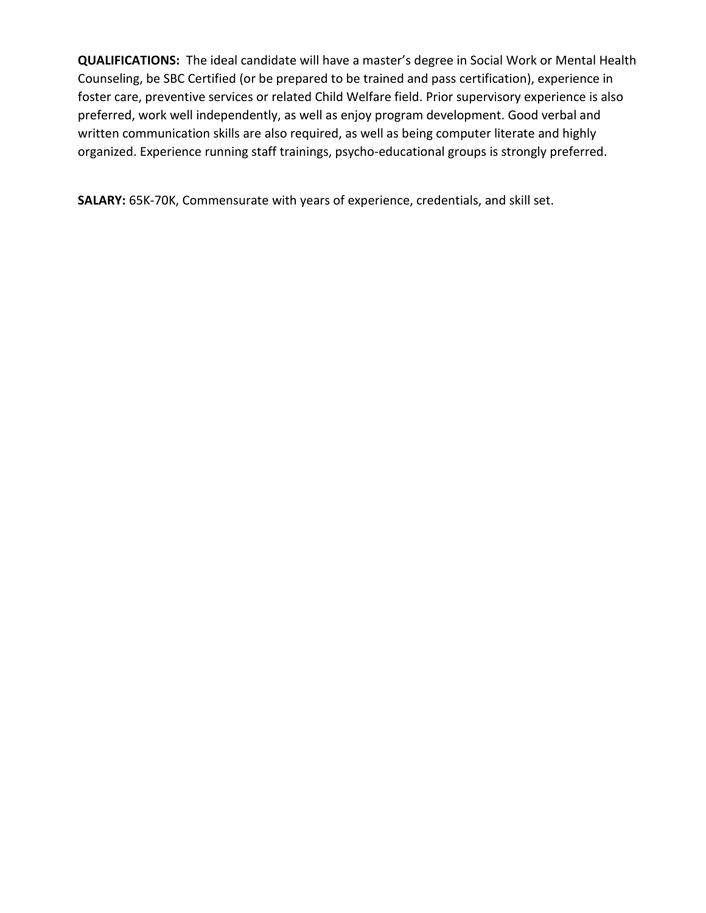**QUALIFICATIONS:** The ideal candidate will have a master's degree in Social Work or Mental Health Counseling, be SBC Certified (or be prepared to be trained and pass certification), experience in foster care, preventive services or related Child Welfare field. Prior supervisory experience is also preferred, work well independently, as well as enjoy program development. Good verbal and written communication skills are also required, as well as being computer literate and highly organized. Experience running staff trainings, psycho-educational groups is strongly preferred.

**SALARY:** 65K-70K, Commensurate with years of experience, credentials, and skill set.